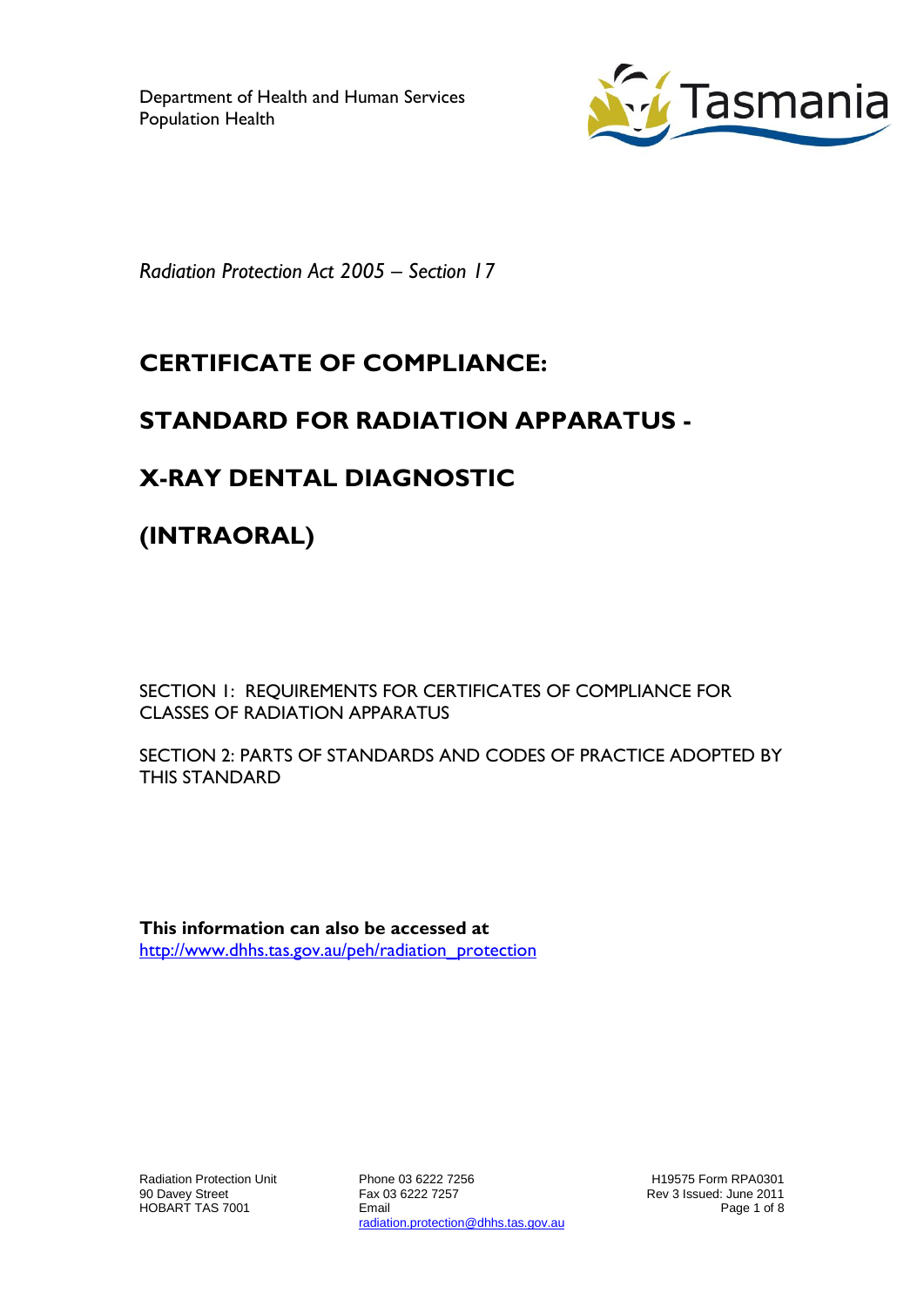Department of Health and Human Services
Population Health

*Radiation Protection Act 2005 – Section 17*

# CERTIFICATE OF COMPLIANCE:

# STANDARD FOR RADIATION APPARATUS -

# X-RAY DENTAL DIAGNOSTIC

# (INTRAORAL)

SECTION 1: REQUIREMENTS FOR CERTIFICATES OF COMPLIANCE FOR CLASSES OF RADIATION APPARATUS

SECTION 2: PARTS OF STANDARDS AND CODES OF PRACTICE ADOPTED BY THIS STANDARD

**This information can also be accessed at**
http://www.dhhs.tas.gov.au/peh/radiation_protection

Radiation Protection Unit
90 Davey Street
HOBART TAS 7001

Phone 03 6222 7256
Fax 03 6222 7257
Email
radiation.protection@dhhs.tas.gov.au

H19575 Form RPA0301
Rev 3 Issued: June 2011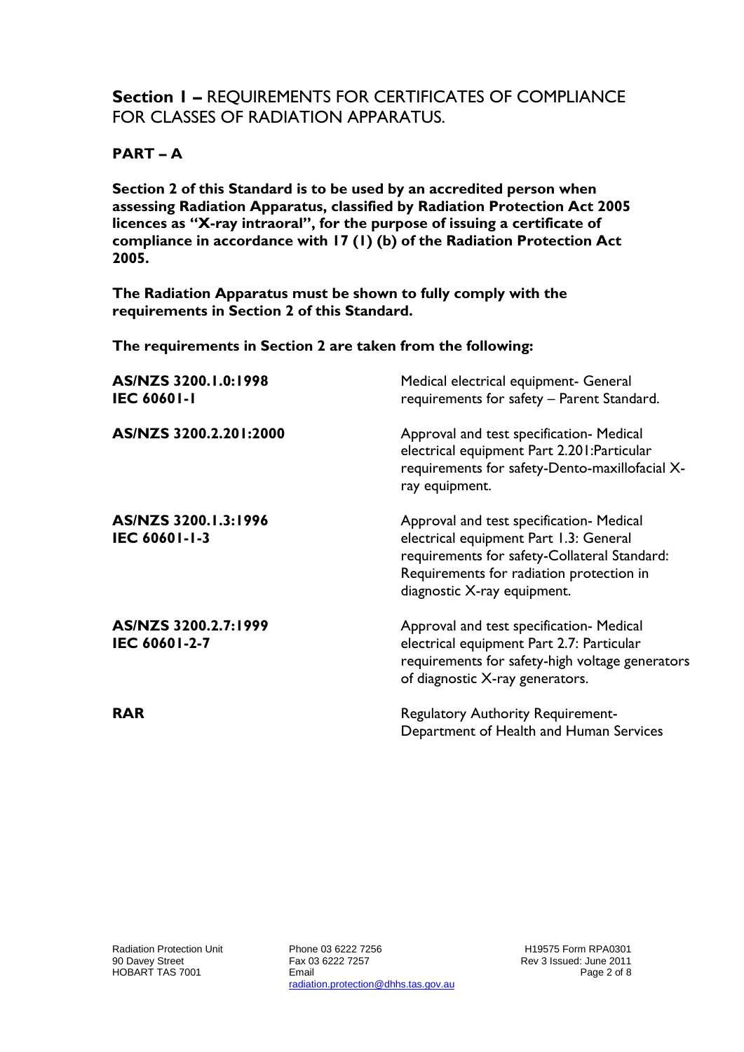## **Section 1 –** REQUIREMENTS FOR CERTIFICATES OF COMPLIANCE FOR CLASSES OF RADIATION APPARATUS.

### PART – A

**Section 2 of this Standard is to be used by an accredited person when assessing Radiation Apparatus, classified by Radiation Protection Act 2005 licences as "X-ray intraoral", for the purpose of issuing a certificate of compliance in accordance with 17 (1) (b) of the Radiation Protection Act 2005.**

**The Radiation Apparatus must be shown to fully comply with the requirements in Section 2 of this Standard.**

**The requirements in Section 2 are taken from the following:**

| | |
|---|---|
| **AS/NZS 3200.1.0:1998**<br>**IEC 60601-1** | Medical electrical equipment- General requirements for safety – Parent Standard. |
| **AS/NZS 3200.2.201:2000** | Approval and test specification- Medical electrical equipment Part 2.201:Particular requirements for safety-Dento-maxillofacial X-ray equipment. |
| **AS/NZS 3200.1.3:1996**<br>**IEC 60601-1-3** | Approval and test specification- Medical electrical equipment Part 1.3: General requirements for safety-Collateral Standard: Requirements for radiation protection in diagnostic X-ray equipment. |
| **AS/NZS 3200.2.7:1999**<br>**IEC 60601-2-7** | Approval and test specification- Medical electrical equipment Part 2.7: Particular requirements for safety-high voltage generators of diagnostic X-ray generators. |
| **RAR** | Regulatory Authority Requirement- Department of Health and Human Services |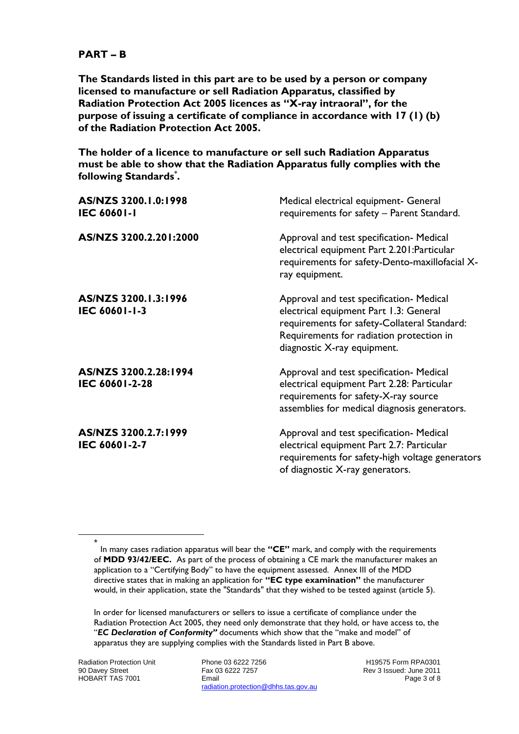## PART – B

**The Standards listed in this part are to be used by a person or company licensed to manufacture or sell Radiation Apparatus, classified by Radiation Protection Act 2005 licences as "X-ray intraoral", for the purpose of issuing a certificate of compliance in accordance with 17 (1) (b) of the Radiation Protection Act 2005.**

**The holder of a licence to manufacture or sell such Radiation Apparatus must be able to show that the Radiation Apparatus fully complies with the following Standards*.**

| Standard | Description |
|---|---|
| **AS/NZS 3200.1.0:1998**<br>**IEC 60601-1** | Medical electrical equipment- General requirements for safety – Parent Standard. |
| **AS/NZS 3200.2.201:2000** | Approval and test specification- Medical electrical equipment Part 2.201:Particular requirements for safety-Dento-maxillofacial X-ray equipment. |
| **AS/NZS 3200.1.3:1996**<br>**IEC 60601-1-3** | Approval and test specification- Medical electrical equipment Part 1.3: General requirements for safety-Collateral Standard: Requirements for radiation protection in diagnostic X-ray equipment. |
| **AS/NZS 3200.2.28:1994**<br>**IEC 60601-2-28** | Approval and test specification- Medical electrical equipment Part 2.28: Particular requirements for safety-X-ray source assemblies for medical diagnosis generators. |
| **AS/NZS 3200.2.7:1999**<br>**IEC 60601-2-7** | Approval and test specification- Medical electrical equipment Part 2.7: Particular requirements for safety-high voltage generators of diagnostic X-ray generators. |

---

* In many cases radiation apparatus will bear the **"CE"** mark, and comply with the requirements of **MDD 93/42/EEC.** As part of the process of obtaining a CE mark the manufacturer makes an application to a "Certifying Body" to have the equipment assessed. Annex III of the MDD directive states that in making an application for **"EC type examination"** the manufacturer would, in their application, state the "Standards" that they wished to be tested against (article 5).

In order for licensed manufacturers or sellers to issue a certificate of compliance under the Radiation Protection Act 2005, they need only demonstrate that they hold, or have access to, the "***EC Declaration of Conformity"*** documents which show that the "make and model" of apparatus they are supplying complies with the Standards listed in Part B above.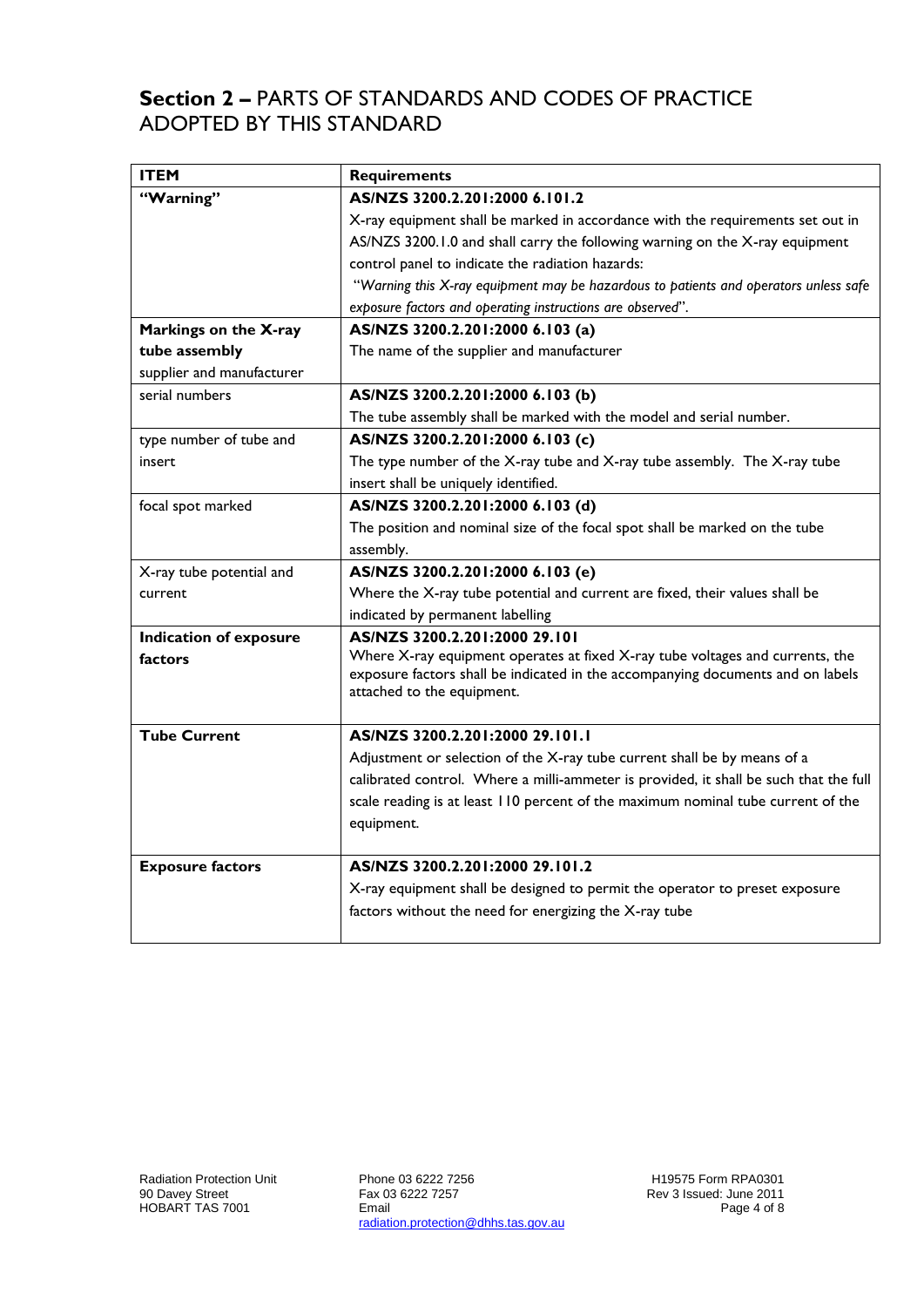## **Section 2 –** PARTS OF STANDARDS AND CODES OF PRACTICE ADOPTED BY THIS STANDARD

| ITEM | Requirements |
|---|---|
| **"Warning"** | **AS/NZS 3200.2.201:2000 6.101.2**<br>X-ray equipment shall be marked in accordance with the requirements set out in AS/NZS 3200.1.0 and shall carry the following warning on the X-ray equipment control panel to indicate the radiation hazards:<br>"*Warning this X-ray equipment may be hazardous to patients and operators unless safe exposure factors and operating instructions are observed*". |
| **Markings on the X-ray tube assembly**<br>supplier and manufacturer | **AS/NZS 3200.2.201:2000 6.103 (a)**<br>The name of the supplier and manufacturer |
| serial numbers | **AS/NZS 3200.2.201:2000 6.103 (b)**<br>The tube assembly shall be marked with the model and serial number. |
| type number of tube and insert | **AS/NZS 3200.2.201:2000 6.103 (c)**<br>The type number of the X-ray tube and X-ray tube assembly. The X-ray tube insert shall be uniquely identified. |
| focal spot marked | **AS/NZS 3200.2.201:2000 6.103 (d)**<br>The position and nominal size of the focal spot shall be marked on the tube assembly. |
| X-ray tube potential and current | **AS/NZS 3200.2.201:2000 6.103 (e)**<br>Where the X-ray tube potential and current are fixed, their values shall be indicated by permanent labelling |
| **Indication of exposure factors** | **AS/NZS 3200.2.201:2000 29.101**<br>Where X-ray equipment operates at fixed X-ray tube voltages and currents, the exposure factors shall be indicated in the accompanying documents and on labels attached to the equipment. |
| **Tube Current** | **AS/NZS 3200.2.201:2000 29.101.1**<br>Adjustment or selection of the X-ray tube current shall be by means of a calibrated control. Where a milli-ammeter is provided, it shall be such that the full scale reading is at least 110 percent of the maximum nominal tube current of the equipment. |
| **Exposure factors** | **AS/NZS 3200.2.201:2000 29.101.2**<br>X-ray equipment shall be designed to permit the operator to preset exposure factors without the need for energizing the X-ray tube |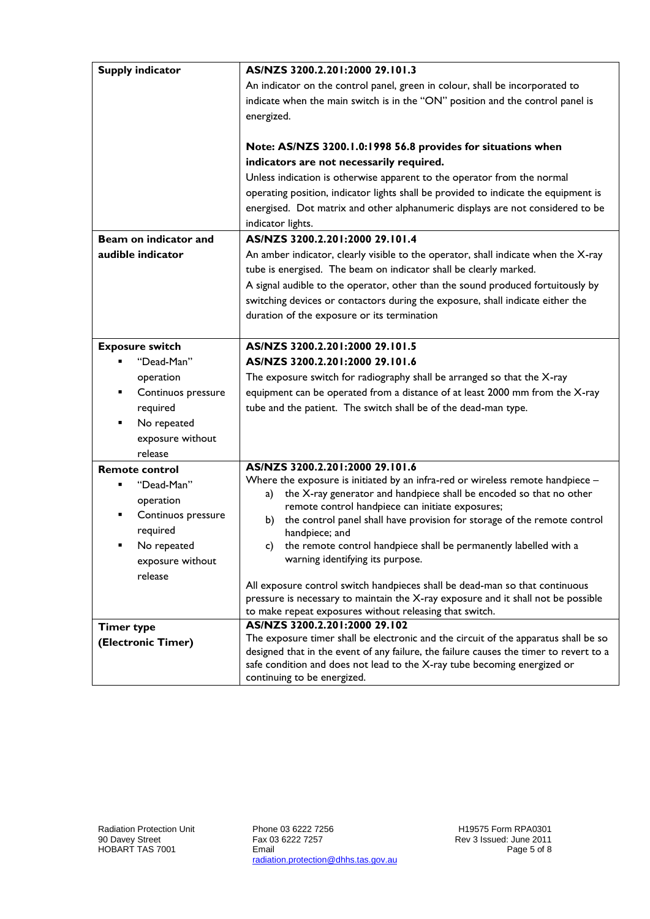| | |
|---|---|
| **Supply indicator** | **AS/NZS 3200.2.201:2000 29.101.3**<br>An indicator on the control panel, green in colour, shall be incorporated to indicate when the main switch is in the "ON" position and the control panel is energized.<br><br>**Note: AS/NZS 3200.1.0:1998 56.8 provides for situations when indicators are not necessarily required.**<br>Unless indication is otherwise apparent to the operator from the normal operating position, indicator lights shall be provided to indicate the equipment is energised. Dot matrix and other alphanumeric displays are not considered to be indicator lights. |
| **Beam on indicator and audible indicator** | **AS/NZS 3200.2.201:2000 29.101.4**<br>An amber indicator, clearly visible to the operator, shall indicate when the X-ray tube is energised. The beam on indicator shall be clearly marked.<br>A signal audible to the operator, other than the sound produced fortuitously by switching devices or contactors during the exposure, shall indicate either the duration of the exposure or its termination |
| **Exposure switch**<br>▪ "Dead-Man" operation<br>▪ Continuos pressure required<br>▪ No repeated exposure without release | **AS/NZS 3200.2.201:2000 29.101.5**<br>**AS/NZS 3200.2.201:2000 29.101.6**<br>The exposure switch for radiography shall be arranged so that the X-ray equipment can be operated from a distance of at least 2000 mm from the X-ray tube and the patient. The switch shall be of the dead-man type. |
| **Remote control**<br>▪ "Dead-Man" operation<br>▪ Continuos pressure required<br>▪ No repeated exposure without release | **AS/NZS 3200.2.201:2000 29.101.6**<br>Where the exposure is initiated by an infra-red or wireless remote handpiece –<br>a) the X-ray generator and handpiece shall be encoded so that no other remote control handpiece can initiate exposures;<br>b) the control panel shall have provision for storage of the remote control handpiece; and<br>c) the remote control handpiece shall be permanently labelled with a warning identifying its purpose.<br><br>All exposure control switch handpieces shall be dead-man so that continuous pressure is necessary to maintain the X-ray exposure and it shall not be possible to make repeat exposures without releasing that switch. |
| **Timer type (Electronic Timer)** | **AS/NZS 3200.2.201:2000 29.102**<br>The exposure timer shall be electronic and the circuit of the apparatus shall be so designed that in the event of any failure, the failure causes the timer to revert to a safe condition and does not lead to the X-ray tube becoming energized or continuing to be energized. |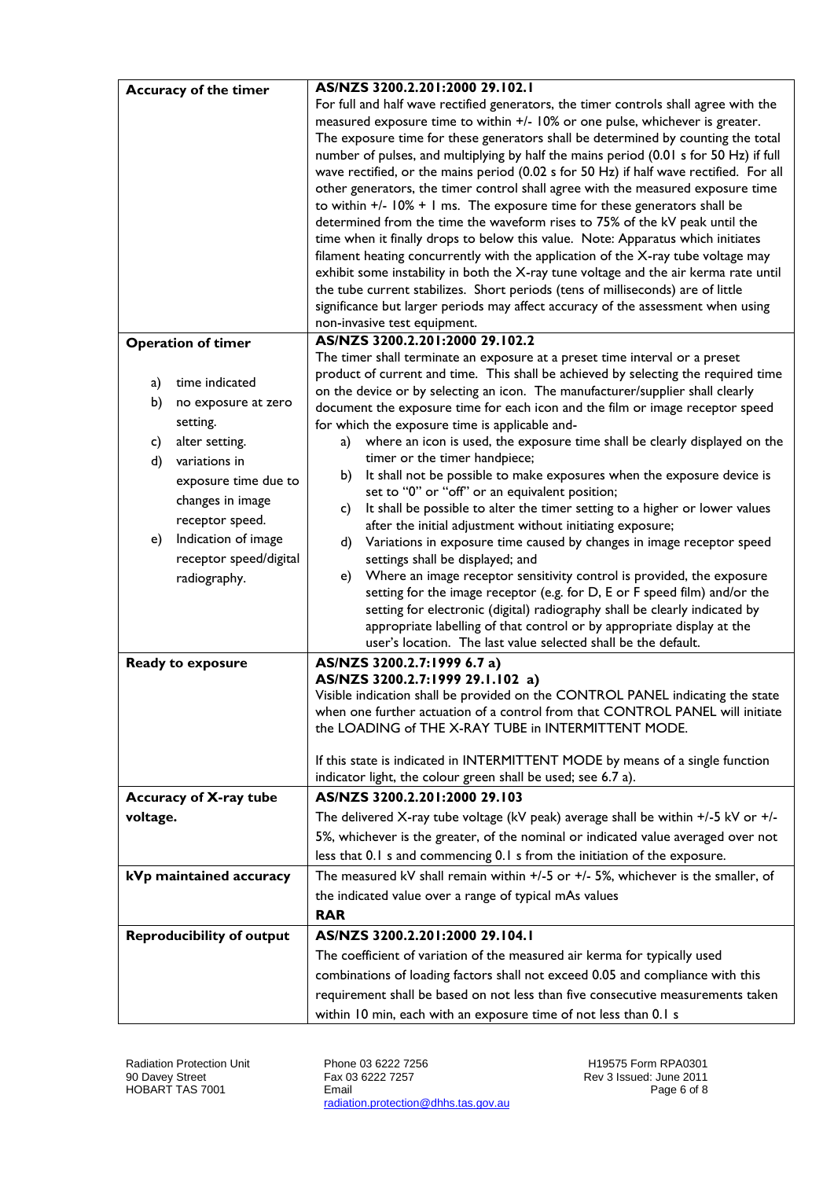| | |
|---|---|
| **Accuracy of the timer** | **AS/NZS 3200.2.201:2000 29.102.1**<br>For full and half wave rectified generators, the timer controls shall agree with the measured exposure time to within +/- 10% or one pulse, whichever is greater. The exposure time for these generators shall be determined by counting the total number of pulses, and multiplying by half the mains period (0.01 s for 50 Hz) if full wave rectified, or the mains period (0.02 s for 50 Hz) if half wave rectified. For all other generators, the timer control shall agree with the measured exposure time to within +/- 10% + 1 ms. The exposure time for these generators shall be determined from the time the waveform rises to 75% of the kV peak until the time when it finally drops to below this value. Note: Apparatus which initiates filament heating concurrently with the application of the X-ray tube voltage may exhibit some instability in both the X-ray tune voltage and the air kerma rate until the tube current stabilizes. Short periods (tens of milliseconds) are of little significance but larger periods may affect accuracy of the assessment when using non-invasive test equipment. |
| **Operation of timer**<br><br>a) time indicated<br>b) no exposure at zero setting.<br>c) alter setting.<br>d) variations in exposure time due to changes in image receptor speed.<br>e) Indication of image receptor speed/digital radiography. | **AS/NZS 3200.2.201:2000 29.102.2**<br>The timer shall terminate an exposure at a preset time interval or a preset product of current and time. This shall be achieved by selecting the required time on the device or by selecting an icon. The manufacturer/supplier shall clearly document the exposure time for each icon and the film or image receptor speed for which the exposure time is applicable and-<br>a) where an icon is used, the exposure time shall be clearly displayed on the timer or the timer handpiece;<br>b) It shall not be possible to make exposures when the exposure device is set to "0" or "off" or an equivalent position;<br>c) It shall be possible to alter the timer setting to a higher or lower values after the initial adjustment without initiating exposure;<br>d) Variations in exposure time caused by changes in image receptor speed settings shall be displayed; and<br>e) Where an image receptor sensitivity control is provided, the exposure setting for the image receptor (e.g. for D, E or F speed film) and/or the setting for electronic (digital) radiography shall be clearly indicated by appropriate labelling of that control or by appropriate display at the user's location. The last value selected shall be the default. |
| **Ready to exposure** | **AS/NZS 3200.2.7:1999 6.7 a)**<br>**AS/NZS 3200.2.7:1999 29.1.102 a)**<br>Visible indication shall be provided on the CONTROL PANEL indicating the state when one further actuation of a control from that CONTROL PANEL will initiate the LOADING of THE X-RAY TUBE in INTERMITTENT MODE.<br><br>If this state is indicated in INTERMITTENT MODE by means of a single function indicator light, the colour green shall be used; see 6.7 a). |
| **Accuracy of X-ray tube voltage.** | **AS/NZS 3200.2.201:2000 29.103**<br>The delivered X-ray tube voltage (kV peak) average shall be within +/-5 kV or +/- 5%, whichever is the greater, of the nominal or indicated value averaged over not less that 0.1 s and commencing 0.1 s from the initiation of the exposure. |
| **kVp maintained accuracy** | The measured kV shall remain within +/-5 or +/- 5%, whichever is the smaller, of the indicated value over a range of typical mAs values<br>**RAR** |
| **Reproducibility of output** | **AS/NZS 3200.2.201:2000 29.104.1**<br>The coefficient of variation of the measured air kerma for typically used combinations of loading factors shall not exceed 0.05 and compliance with this requirement shall be based on not less than five consecutive measurements taken within 10 min, each with an exposure time of not less than 0.1 s |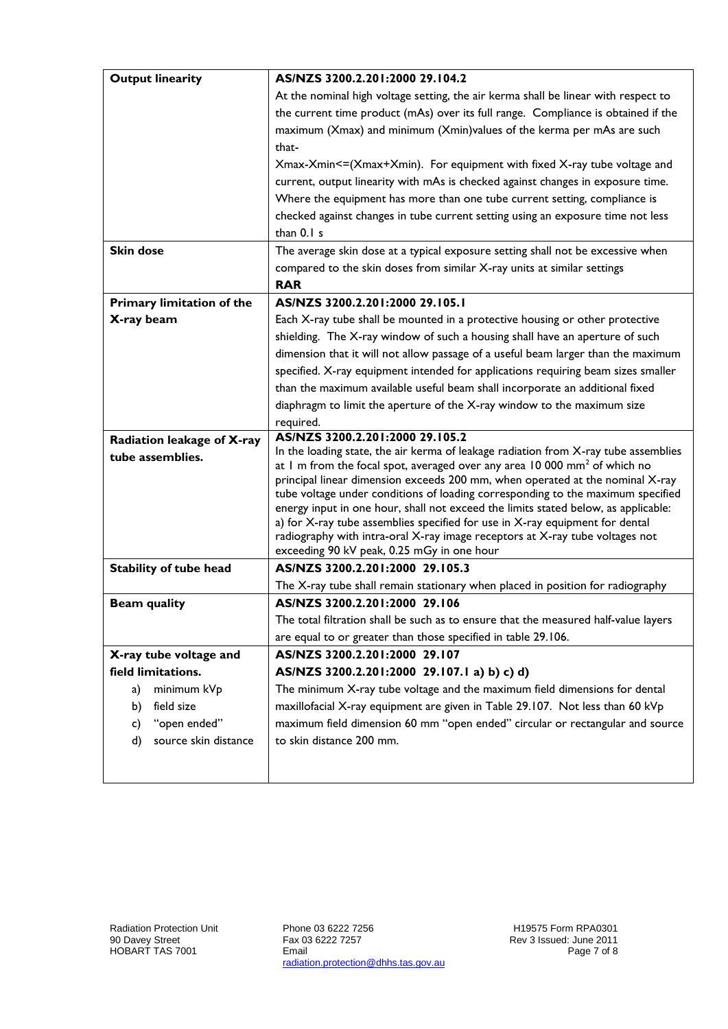| | |
|---|---|
| **Output linearity** | **AS/NZS 3200.2.201:2000 29.104.2**<br>At the nominal high voltage setting, the air kerma shall be linear with respect to the current time product (mAs) over its full range. Compliance is obtained if the maximum (Xmax) and minimum (Xmin)values of the kerma per mAs are such that-<br>Xmax-Xmin<=(Xmax+Xmin). For equipment with fixed X-ray tube voltage and current, output linearity with mAs is checked against changes in exposure time. Where the equipment has more than one tube current setting, compliance is checked against changes in tube current setting using an exposure time not less than 0.1 s |
| **Skin dose** | The average skin dose at a typical exposure setting shall not be excessive when compared to the skin doses from similar X-ray units at similar settings<br>**RAR** |
| **Primary limitation of the X-ray beam** | **AS/NZS 3200.2.201:2000 29.105.1**<br>Each X-ray tube shall be mounted in a protective housing or other protective shielding. The X-ray window of such a housing shall have an aperture of such dimension that it will not allow passage of a useful beam larger than the maximum specified. X-ray equipment intended for applications requiring beam sizes smaller than the maximum available useful beam shall incorporate an additional fixed diaphragm to limit the aperture of the X-ray window to the maximum size required. |
| **Radiation leakage of X-ray tube assemblies.** | **AS/NZS 3200.2.201:2000 29.105.2**<br>In the loading state, the air kerma of leakage radiation from X-ray tube assemblies at 1 m from the focal spot, averaged over any area 10 000 mm$^2$ of which no principal linear dimension exceeds 200 mm, when operated at the nominal X-ray tube voltage under conditions of loading corresponding to the maximum specified energy input in one hour, shall not exceed the limits stated below, as applicable:<br>a) for X-ray tube assemblies specified for use in X-ray equipment for dental radiography with intra-oral X-ray image receptors at X-ray tube voltages not exceeding 90 kV peak, 0.25 mGy in one hour |
| **Stability of tube head** | **AS/NZS 3200.2.201:2000 29.105.3**<br>The X-ray tube shall remain stationary when placed in position for radiography |
| **Beam quality** | **AS/NZS 3200.2.201:2000 29.106**<br>The total filtration shall be such as to ensure that the measured half-value layers are equal to or greater than those specified in table 29.106. |
| **X-ray tube voltage and field limitations.**<br>a) minimum kVp<br>b) field size<br>c) "open ended"<br>d) source skin distance | **AS/NZS 3200.2.201:2000 29.107**<br>**AS/NZS 3200.2.201:2000 29.107.1 a) b) c) d)**<br>The minimum X-ray tube voltage and the maximum field dimensions for dental maxillofacial X-ray equipment are given in Table 29.107. Not less than 60 kVp maximum field dimension 60 mm "open ended" circular or rectangular and source to skin distance 200 mm. |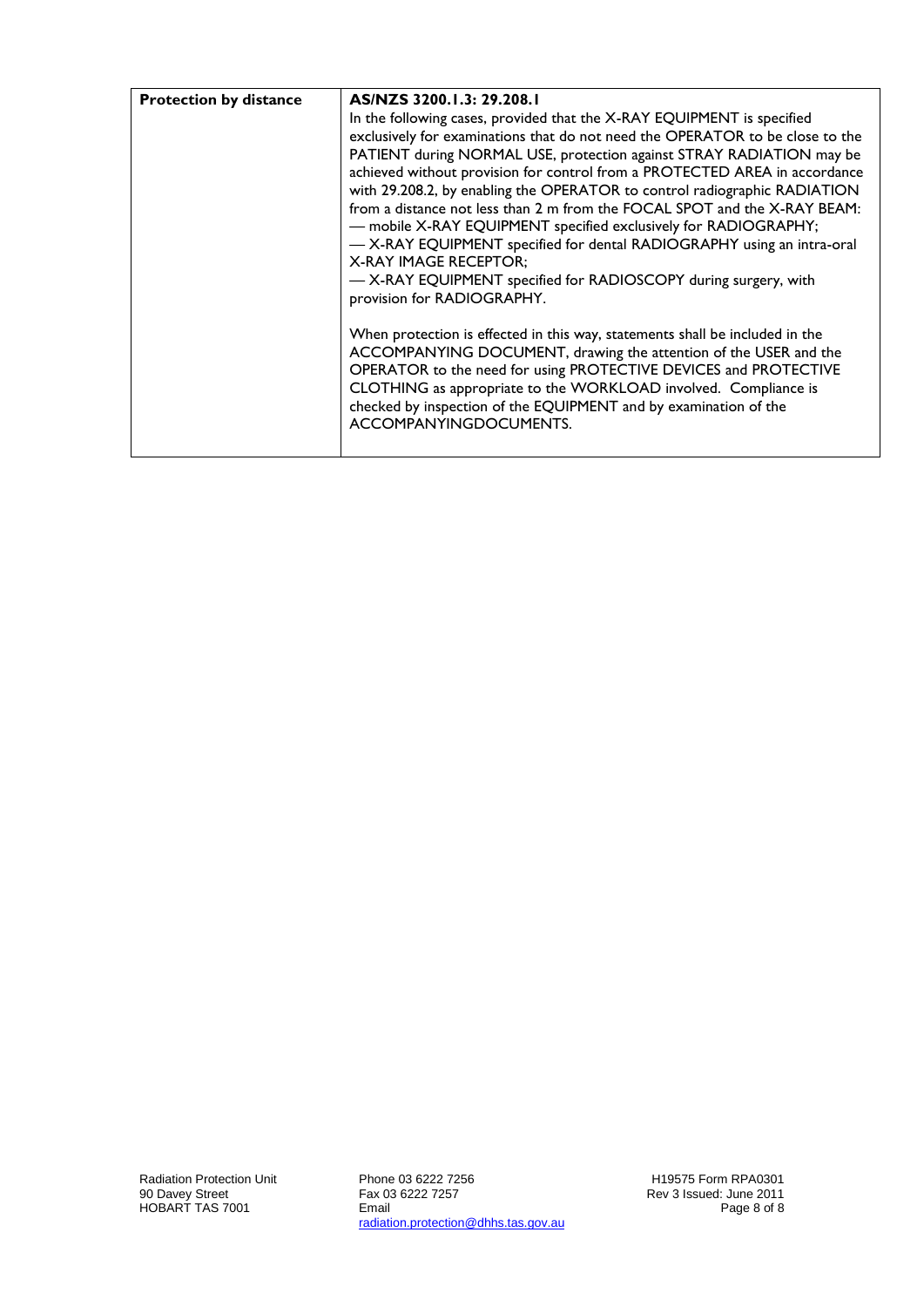| | |
|---|---|
| **Protection by distance** | **AS/NZS 3200.1.3: 29.208.1**<br>In the following cases, provided that the X-RAY EQUIPMENT is specified exclusively for examinations that do not need the OPERATOR to be close to the PATIENT during NORMAL USE, protection against STRAY RADIATION may be achieved without provision for control from a PROTECTED AREA in accordance with 29.208.2, by enabling the OPERATOR to control radiographic RADIATION from a distance not less than 2 m from the FOCAL SPOT and the X-RAY BEAM:<br>— mobile X-RAY EQUIPMENT specified exclusively for RADIOGRAPHY;<br>— X-RAY EQUIPMENT specified for dental RADIOGRAPHY using an intra-oral X-RAY IMAGE RECEPTOR;<br>— X-RAY EQUIPMENT specified for RADIOSCOPY during surgery, with provision for RADIOGRAPHY.<br><br>When protection is effected in this way, statements shall be included in the ACCOMPANYING DOCUMENT, drawing the attention of the USER and the OPERATOR to the need for using PROTECTIVE DEVICES and PROTECTIVE CLOTHING as appropriate to the WORKLOAD involved. Compliance is checked by inspection of the EQUIPMENT and by examination of the ACCOMPANYINGDOCUMENTS. |

Radiation Protection Unit
90 Davey Street
HOBART TAS 7001

Phone 03 6222 7256
Fax 03 6222 7257
Email
radiation.protection@dhhs.tas.gov.au

H19575 Form RPA0301
Rev 3 Issued: June 2011